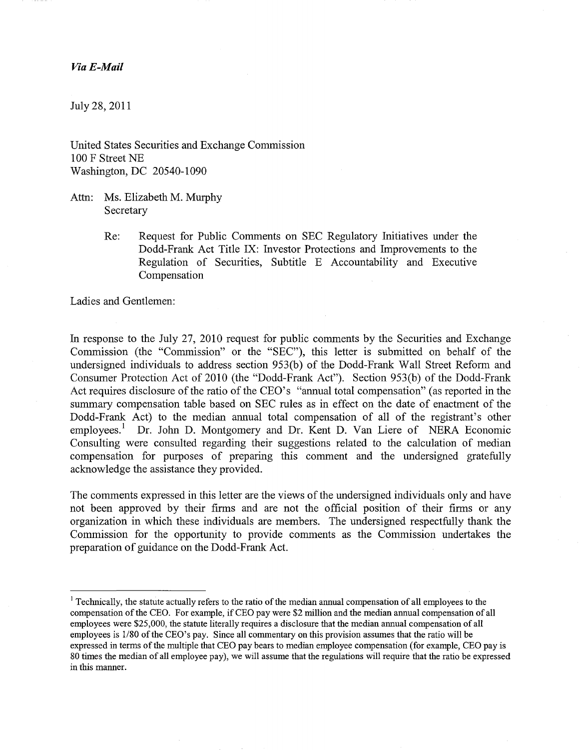*Via E-Mail*

July 28, 2011

United States Securities and Exchange Commission
100 F Street NE
Washington, DC 20540-1090

Attn: Ms. Elizabeth M. Murphy
Secretary

Re: Request for Public Comments on SEC Regulatory Initiatives under the Dodd-Frank Act Title IX: Investor Protections and Improvements to the Regulation of Securities, Subtitle E Accountability and Executive Compensation

Ladies and Gentlemen:

In response to the July 27, 2010 request for public comments by the Securities and Exchange Commission (the "Commission" or the "SEC"), this letter is submitted on behalf of the undersigned individuals to address section 953(b) of the Dodd-Frank Wall Street Reform and Consumer Protection Act of 2010 (the "Dodd-Frank Act"). Section 953(b) of the Dodd-Frank Act requires disclosure of the ratio of the CEO's "annual total compensation" (as reported in the summary compensation table based on SEC rules as in effect on the date of enactment of the Dodd-Frank Act) to the median annual total compensation of all of the registrant's other employees.[1] Dr. John D. Montgomery and Dr. Kent D. Van Liere of NERA Economic Consulting were consulted regarding their suggestions related to the calculation of median compensation for purposes of preparing this comment and the undersigned gratefully acknowledge the assistance they provided.

The comments expressed in this letter are the views of the undersigned individuals only and have not been approved by their firms and are not the official position of their firms or any organization in which these individuals are members. The undersigned respectfully thank the Commission for the opportunity to provide comments as the Commission undertakes the preparation of guidance on the Dodd-Frank Act.

---

[1] Technically, the statute actually refers to the ratio of the median annual compensation of all employees to the compensation of the CEO. For example, if CEO pay were $2 million and the median annual compensation of all employees were $25,000, the statute literally requires a disclosure that the median annual compensation of all employees is 1/80 of the CEO's pay. Since all commentary on this provision assumes that the ratio will be expressed in terms of the multiple that CEO pay bears to median employee compensation (for example, CEO pay is 80 times the median of all employee pay), we will assume that the regulations will require that the ratio be expressed in this manner.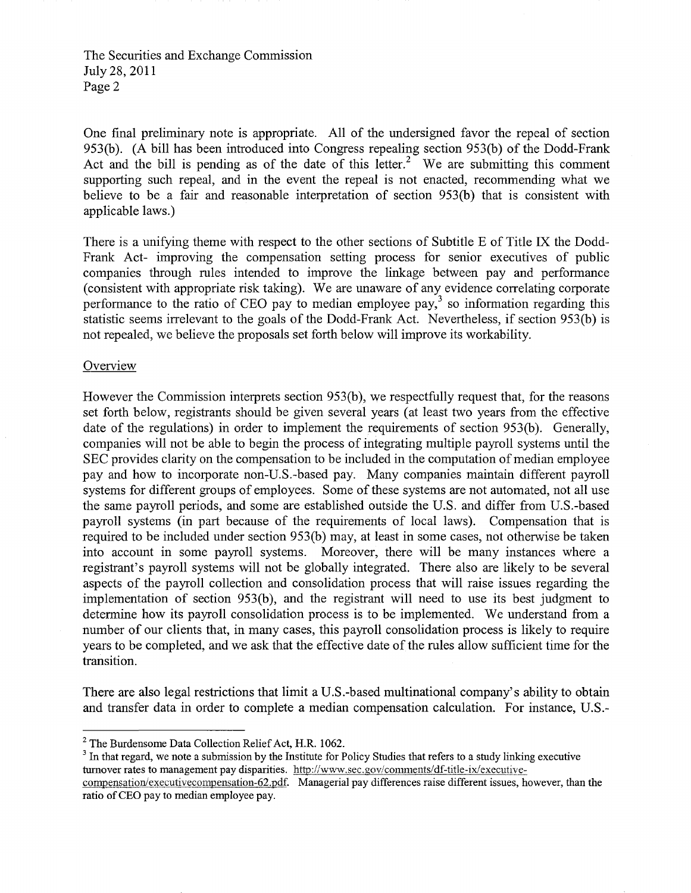One final preliminary note is appropriate. All of the undersigned favor the repeal of section 953(b). (A bill has been introduced into Congress repealing section 953(b) of the Dodd-Frank Act and the bill is pending as of the date of this letter.[2] We are submitting this comment supporting such repeal, and in the event the repeal is not enacted, recommending what we believe to be a fair and reasonable interpretation of section 953(b) that is consistent with applicable laws.)

There is a unifying theme with respect to the other sections of Subtitle E of Title IX the Dodd-Frank Act- improving the compensation setting process for senior executives of public companies through rules intended to improve the linkage between pay and performance (consistent with appropriate risk taking). We are unaware of any evidence correlating corporate performance to the ratio of CEO pay to median employee pay,[3] so information regarding this statistic seems irrelevant to the goals of the Dodd-Frank Act. Nevertheless, if section 953(b) is not repealed, we believe the proposals set forth below will improve its workability.

Overview

However the Commission interprets section 953(b), we respectfully request that, for the reasons set forth below, registrants should be given several years (at least two years from the effective date of the regulations) in order to implement the requirements of section 953(b). Generally, companies will not be able to begin the process of integrating multiple payroll systems until the SEC provides clarity on the compensation to be included in the computation of median employee pay and how to incorporate non-U.S.-based pay. Many companies maintain different payroll systems for different groups of employees. Some of these systems are not automated, not all use the same payroll periods, and some are established outside the U.S. and differ from U.S.-based payroll systems (in part because of the requirements of local laws). Compensation that is required to be included under section 953(b) may, at least in some cases, not otherwise be taken into account in some payroll systems. Moreover, there will be many instances where a registrant's payroll systems will not be globally integrated. There also are likely to be several aspects of the payroll collection and consolidation process that will raise issues regarding the implementation of section 953(b), and the registrant will need to use its best judgment to determine how its payroll consolidation process is to be implemented. We understand from a number of our clients that, in many cases, this payroll consolidation process is likely to require years to be completed, and we ask that the effective date of the rules allow sufficient time for the transition.

There are also legal restrictions that limit a U.S.-based multinational company's ability to obtain and transfer data in order to complete a median compensation calculation. For instance, U.S.-

---

[2] The Burdensome Data Collection Relief Act, H.R. 1062.

[3] In that regard, we note a submission by the Institute for Policy Studies that refers to a study linking executive turnover rates to management pay disparities. http://www.sec.gov/comments/df-title-ix/executive-compensation/executivecompensation-62.pdf. Managerial pay differences raise different issues, however, than the ratio of CEO pay to median employee pay.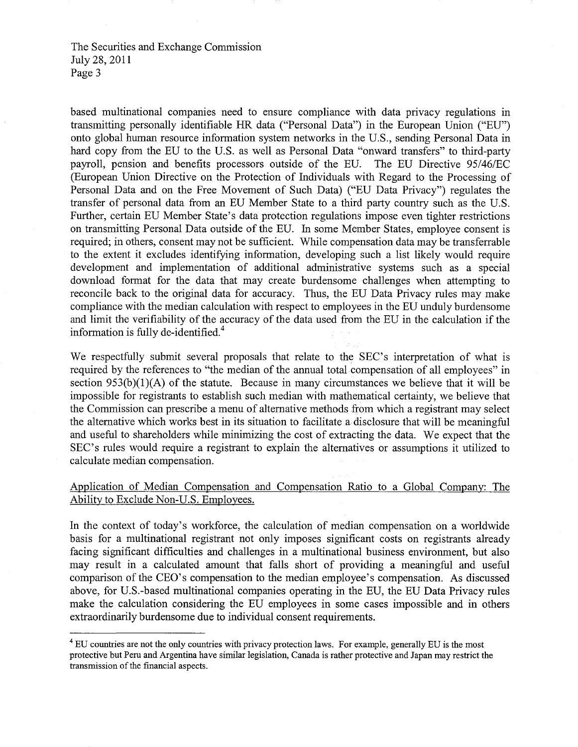based multinational companies need to ensure compliance with data privacy regulations in transmitting personally identifiable HR data ("Personal Data") in the European Union ("EU") onto global human resource information system networks in the U.S., sending Personal Data in hard copy from the EU to the U.S. as well as Personal Data "onward transfers" to third-party payroll, pension and benefits processors outside of the EU. The EU Directive 95/46/EC (European Union Directive on the Protection of Individuals with Regard to the Processing of Personal Data and on the Free Movement of Such Data) ("EU Data Privacy") regulates the transfer of personal data from an EU Member State to a third party country such as the U.S. Further, certain EU Member State's data protection regulations impose even tighter restrictions on transmitting Personal Data outside of the EU. In some Member States, employee consent is required; in others, consent may not be sufficient. While compensation data may be transferrable to the extent it excludes identifying information, developing such a list likely would require development and implementation of additional administrative systems such as a special download format for the data that may create burdensome challenges when attempting to reconcile back to the original data for accuracy. Thus, the EU Data Privacy rules may make compliance with the median calculation with respect to employees in the EU unduly burdensome and limit the verifiability of the accuracy of the data used from the EU in the calculation if the information is fully de-identified.[4]

We respectfully submit several proposals that relate to the SEC's interpretation of what is required by the references to "the median of the annual total compensation of all employees" in section 953(b)(1)(A) of the statute. Because in many circumstances we believe that it will be impossible for registrants to establish such median with mathematical certainty, we believe that the Commission can prescribe a menu of alternative methods from which a registrant may select the alternative which works best in its situation to facilitate a disclosure that will be meaningful and useful to shareholders while minimizing the cost of extracting the data. We expect that the SEC's rules would require a registrant to explain the alternatives or assumptions it utilized to calculate median compensation.

Application of Median Compensation and Compensation Ratio to a Global Company: The Ability to Exclude Non-U.S. Employees.

In the context of today's workforce, the calculation of median compensation on a worldwide basis for a multinational registrant not only imposes significant costs on registrants already facing significant difficulties and challenges in a multinational business environment, but also may result in a calculated amount that falls short of providing a meaningful and useful comparison of the CEO's compensation to the median employee's compensation. As discussed above, for U.S.-based multinational companies operating in the EU, the EU Data Privacy rules make the calculation considering the EU employees in some cases impossible and in others extraordinarily burdensome due to individual consent requirements.

---

[4] EU countries are not the only countries with privacy protection laws. For example, generally EU is the most protective but Peru and Argentina have similar legislation, Canada is rather protective and Japan may restrict the transmission of the financial aspects.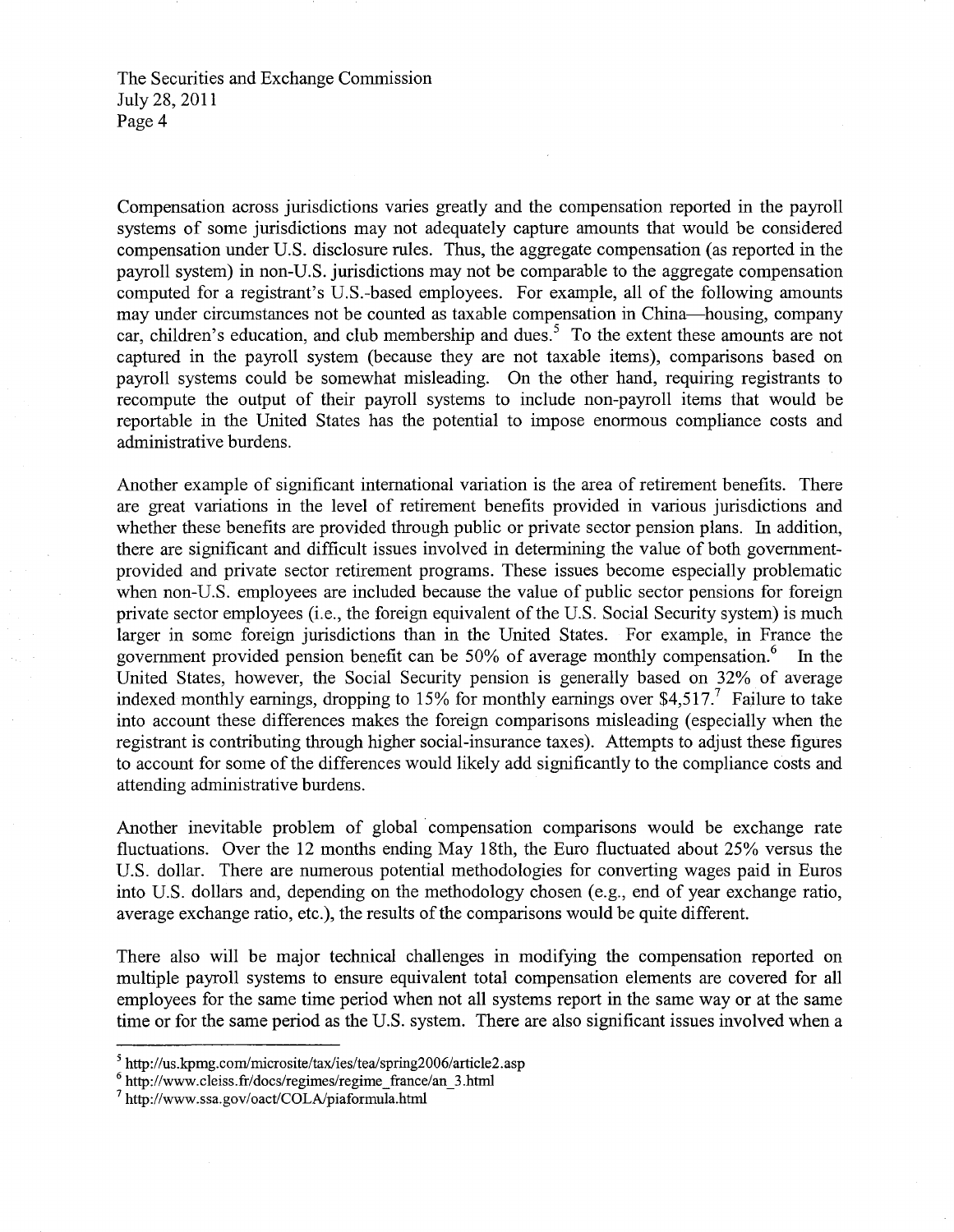Compensation across jurisdictions varies greatly and the compensation reported in the payroll systems of some jurisdictions may not adequately capture amounts that would be considered compensation under U.S. disclosure rules. Thus, the aggregate compensation (as reported in the payroll system) in non-U.S. jurisdictions may not be comparable to the aggregate compensation computed for a registrant's U.S.-based employees. For example, all of the following amounts may under circumstances not be counted as taxable compensation in China—housing, company car, children's education, and club membership and dues.[5] To the extent these amounts are not captured in the payroll system (because they are not taxable items), comparisons based on payroll systems could be somewhat misleading. On the other hand, requiring registrants to recompute the output of their payroll systems to include non-payroll items that would be reportable in the United States has the potential to impose enormous compliance costs and administrative burdens.

Another example of significant international variation is the area of retirement benefits. There are great variations in the level of retirement benefits provided in various jurisdictions and whether these benefits are provided through public or private sector pension plans. In addition, there are significant and difficult issues involved in determining the value of both government-provided and private sector retirement programs. These issues become especially problematic when non-U.S. employees are included because the value of public sector pensions for foreign private sector employees (i.e., the foreign equivalent of the U.S. Social Security system) is much larger in some foreign jurisdictions than in the United States. For example, in France the government provided pension benefit can be 50% of average monthly compensation.[6] In the United States, however, the Social Security pension is generally based on 32% of average indexed monthly earnings, dropping to 15% for monthly earnings over $4,517.[7] Failure to take into account these differences makes the foreign comparisons misleading (especially when the registrant is contributing through higher social-insurance taxes). Attempts to adjust these figures to account for some of the differences would likely add significantly to the compliance costs and attending administrative burdens.

Another inevitable problem of global compensation comparisons would be exchange rate fluctuations. Over the 12 months ending May 18th, the Euro fluctuated about 25% versus the U.S. dollar. There are numerous potential methodologies for converting wages paid in Euros into U.S. dollars and, depending on the methodology chosen (e.g., end of year exchange ratio, average exchange ratio, etc.), the results of the comparisons would be quite different.

There also will be major technical challenges in modifying the compensation reported on multiple payroll systems to ensure equivalent total compensation elements are covered for all employees for the same time period when not all systems report in the same way or at the same time or for the same period as the U.S. system. There are also significant issues involved when a

---

[5] http://us.kpmg.com/microsite/tax/ies/tea/spring2006/article2.asp

[6] http://www.cleiss.fr/docs/regimes/regime_france/an_3.html

[7] http://www.ssa.gov/oact/COLA/piaformula.html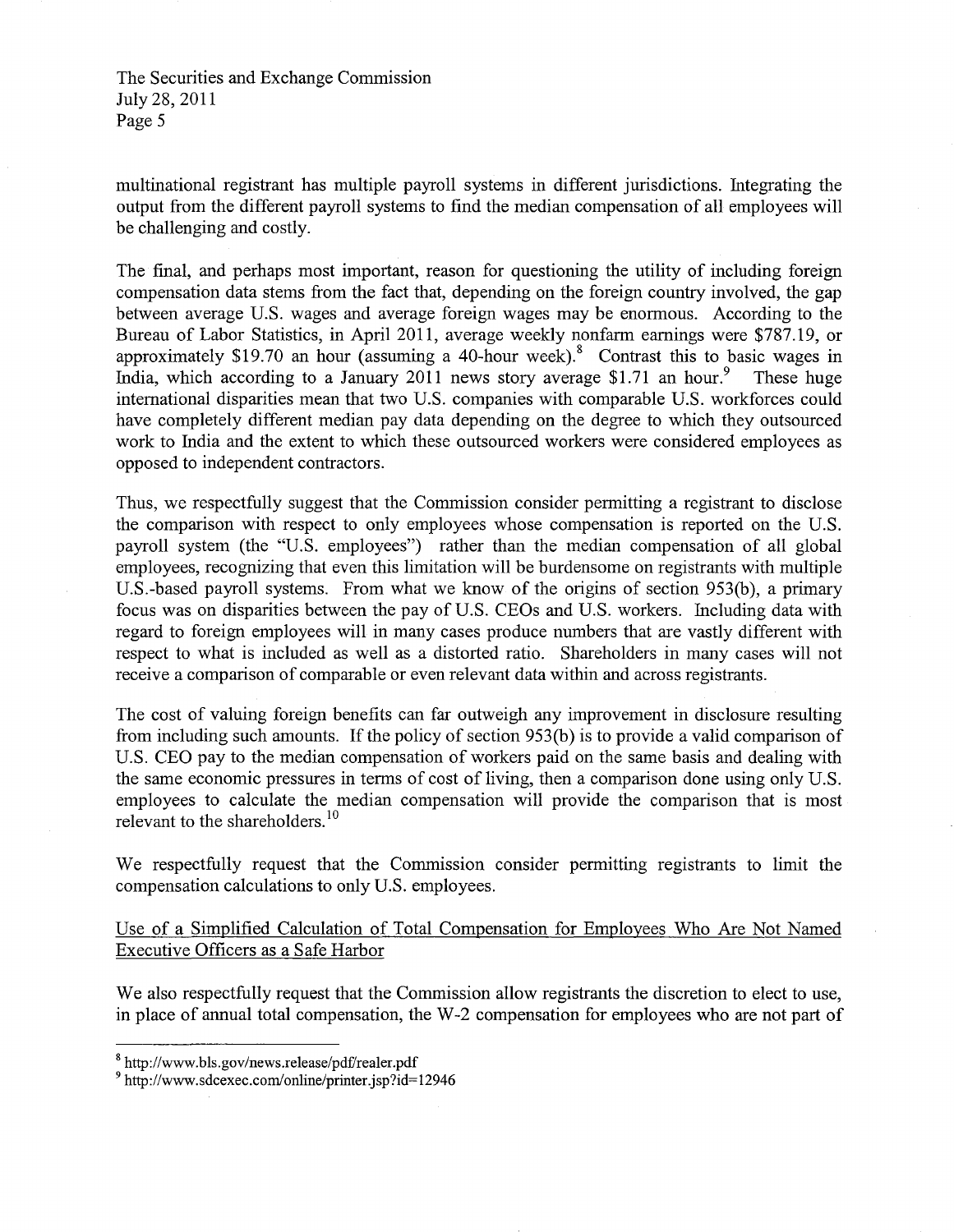multinational registrant has multiple payroll systems in different jurisdictions. Integrating the output from the different payroll systems to find the median compensation of all employees will be challenging and costly.

The final, and perhaps most important, reason for questioning the utility of including foreign compensation data stems from the fact that, depending on the foreign country involved, the gap between average U.S. wages and average foreign wages may be enormous. According to the Bureau of Labor Statistics, in April 2011, average weekly nonfarm earnings were $787.19, or approximately $19.70 an hour (assuming a 40-hour week).[8] Contrast this to basic wages in India, which according to a January 2011 news story average $1.71 an hour.[9] These huge international disparities mean that two U.S. companies with comparable U.S. workforces could have completely different median pay data depending on the degree to which they outsourced work to India and the extent to which these outsourced workers were considered employees as opposed to independent contractors.

Thus, we respectfully suggest that the Commission consider permitting a registrant to disclose the comparison with respect to only employees whose compensation is reported on the U.S. payroll system (the "U.S. employees") rather than the median compensation of all global employees, recognizing that even this limitation will be burdensome on registrants with multiple U.S.-based payroll systems. From what we know of the origins of section 953(b), a primary focus was on disparities between the pay of U.S. CEOs and U.S. workers. Including data with regard to foreign employees will in many cases produce numbers that are vastly different with respect to what is included as well as a distorted ratio. Shareholders in many cases will not receive a comparison of comparable or even relevant data within and across registrants.

The cost of valuing foreign benefits can far outweigh any improvement in disclosure resulting from including such amounts. If the policy of section 953(b) is to provide a valid comparison of U.S. CEO pay to the median compensation of workers paid on the same basis and dealing with the same economic pressures in terms of cost of living, then a comparison done using only U.S. employees to calculate the median compensation will provide the comparison that is most relevant to the shareholders.[10]

We respectfully request that the Commission consider permitting registrants to limit the compensation calculations to only U.S. employees.

<u>Use of a Simplified Calculation of Total Compensation for Employees Who Are Not Named Executive Officers as a Safe Harbor</u>

We also respectfully request that the Commission allow registrants the discretion to elect to use, in place of annual total compensation, the W-2 compensation for employees who are not part of

---

[8] http://www.bls.gov/news.release/pdf/realer.pdf

[9] http://www.sdcexec.com/online/printer.jsp?id=12946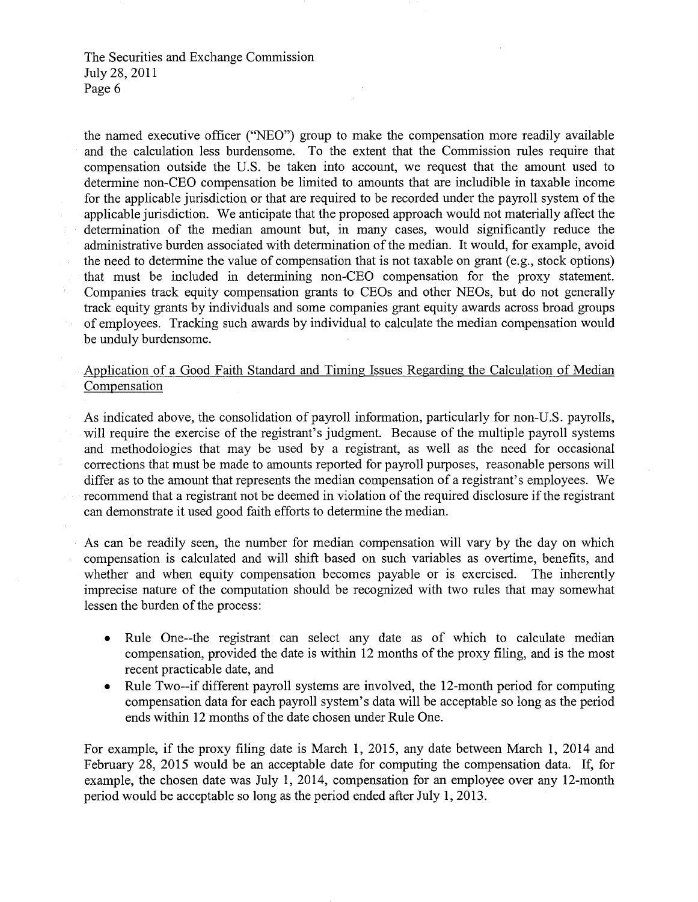the named executive officer ("NEO") group to make the compensation more readily available and the calculation less burdensome. To the extent that the Commission rules require that compensation outside the U.S. be taken into account, we request that the amount used to determine non-CEO compensation be limited to amounts that are includible in taxable income for the applicable jurisdiction or that are required to be recorded under the payroll system of the applicable jurisdiction. We anticipate that the proposed approach would not materially affect the determination of the median amount but, in many cases, would significantly reduce the administrative burden associated with determination of the median. It would, for example, avoid the need to determine the value of compensation that is not taxable on grant (e.g., stock options) that must be included in determining non-CEO compensation for the proxy statement. Companies track equity compensation grants to CEOs and other NEOs, but do not generally track equity grants by individuals and some companies grant equity awards across broad groups of employees. Tracking such awards by individual to calculate the median compensation would be unduly burdensome.

Application of a Good Faith Standard and Timing Issues Regarding the Calculation of Median Compensation

As indicated above, the consolidation of payroll information, particularly for non-U.S. payrolls, will require the exercise of the registrant's judgment. Because of the multiple payroll systems and methodologies that may be used by a registrant, as well as the need for occasional corrections that must be made to amounts reported for payroll purposes, reasonable persons will differ as to the amount that represents the median compensation of a registrant's employees. We recommend that a registrant not be deemed in violation of the required disclosure if the registrant can demonstrate it used good faith efforts to determine the median.

As can be readily seen, the number for median compensation will vary by the day on which compensation is calculated and will shift based on such variables as overtime, benefits, and whether and when equity compensation becomes payable or is exercised. The inherently imprecise nature of the computation should be recognized with two rules that may somewhat lessen the burden of the process:

- Rule One--the registrant can select any date as of which to calculate median compensation, provided the date is within 12 months of the proxy filing, and is the most recent practicable date, and
- Rule Two--if different payroll systems are involved, the 12-month period for computing compensation data for each payroll system's data will be acceptable so long as the period ends within 12 months of the date chosen under Rule One.

For example, if the proxy filing date is March 1, 2015, any date between March 1, 2014 and February 28, 2015 would be an acceptable date for computing the compensation data. If, for example, the chosen date was July 1, 2014, compensation for an employee over any 12-month period would be acceptable so long as the period ended after July 1, 2013.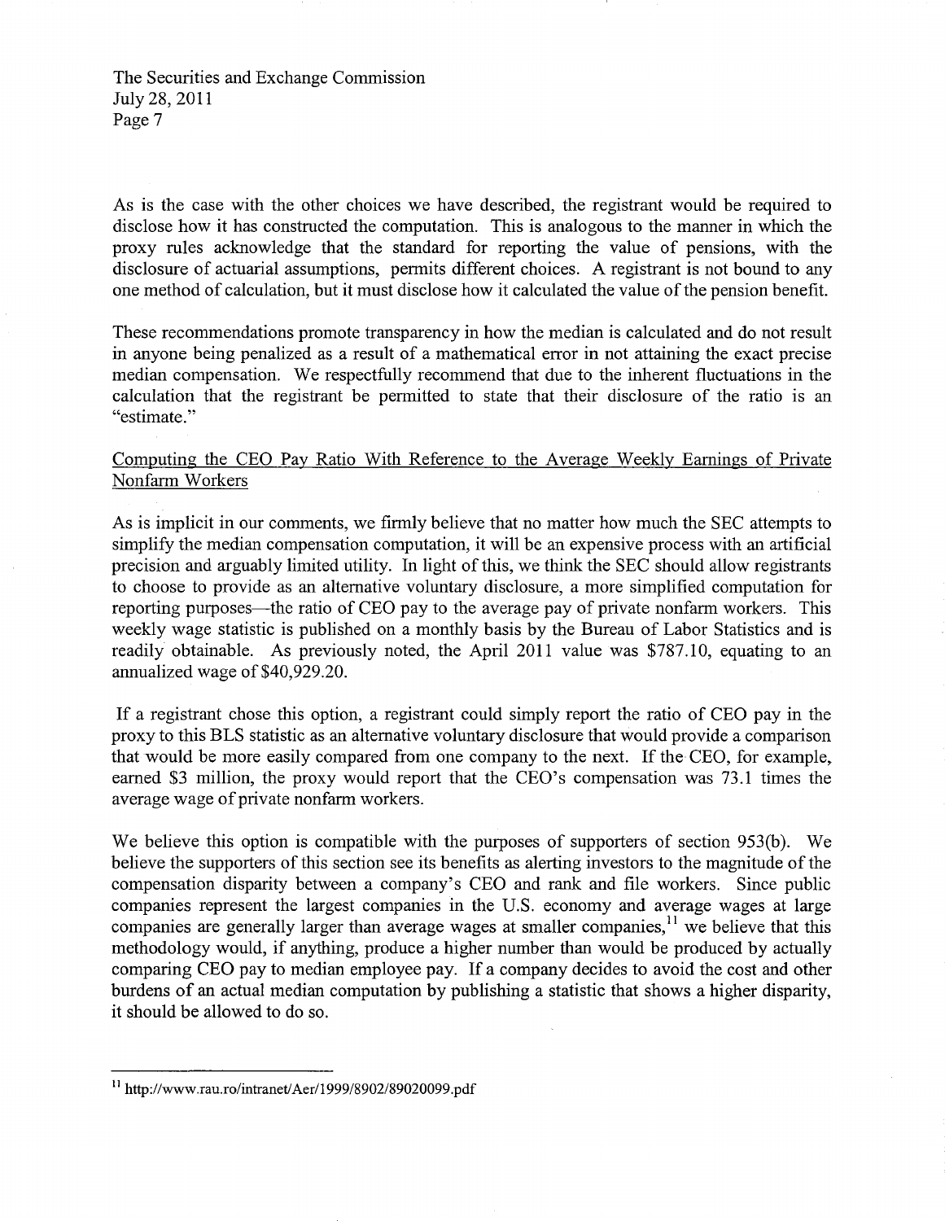As is the case with the other choices we have described, the registrant would be required to disclose how it has constructed the computation. This is analogous to the manner in which the proxy rules acknowledge that the standard for reporting the value of pensions, with the disclosure of actuarial assumptions, permits different choices. A registrant is not bound to any one method of calculation, but it must disclose how it calculated the value of the pension benefit.

These recommendations promote transparency in how the median is calculated and do not result in anyone being penalized as a result of a mathematical error in not attaining the exact precise median compensation. We respectfully recommend that due to the inherent fluctuations in the calculation that the registrant be permitted to state that their disclosure of the ratio is an "estimate."

Computing the CEO Pay Ratio With Reference to the Average Weekly Earnings of Private Nonfarm Workers

As is implicit in our comments, we firmly believe that no matter how much the SEC attempts to simplify the median compensation computation, it will be an expensive process with an artificial precision and arguably limited utility. In light of this, we think the SEC should allow registrants to choose to provide as an alternative voluntary disclosure, a more simplified computation for reporting purposes—the ratio of CEO pay to the average pay of private nonfarm workers. This weekly wage statistic is published on a monthly basis by the Bureau of Labor Statistics and is readily obtainable. As previously noted, the April 2011 value was $787.10, equating to an annualized wage of $40,929.20.

If a registrant chose this option, a registrant could simply report the ratio of CEO pay in the proxy to this BLS statistic as an alternative voluntary disclosure that would provide a comparison that would be more easily compared from one company to the next. If the CEO, for example, earned $3 million, the proxy would report that the CEO's compensation was 73.1 times the average wage of private nonfarm workers.

We believe this option is compatible with the purposes of supporters of section 953(b). We believe the supporters of this section see its benefits as alerting investors to the magnitude of the compensation disparity between a company's CEO and rank and file workers. Since public companies represent the largest companies in the U.S. economy and average wages at large companies are generally larger than average wages at smaller companies,[11] we believe that this methodology would, if anything, produce a higher number than would be produced by actually comparing CEO pay to median employee pay. If a company decides to avoid the cost and other burdens of an actual median computation by publishing a statistic that shows a higher disparity, it should be allowed to do so.

---

[11] http://www.rau.ro/intranet/Aer/1999/8902/89020099.pdf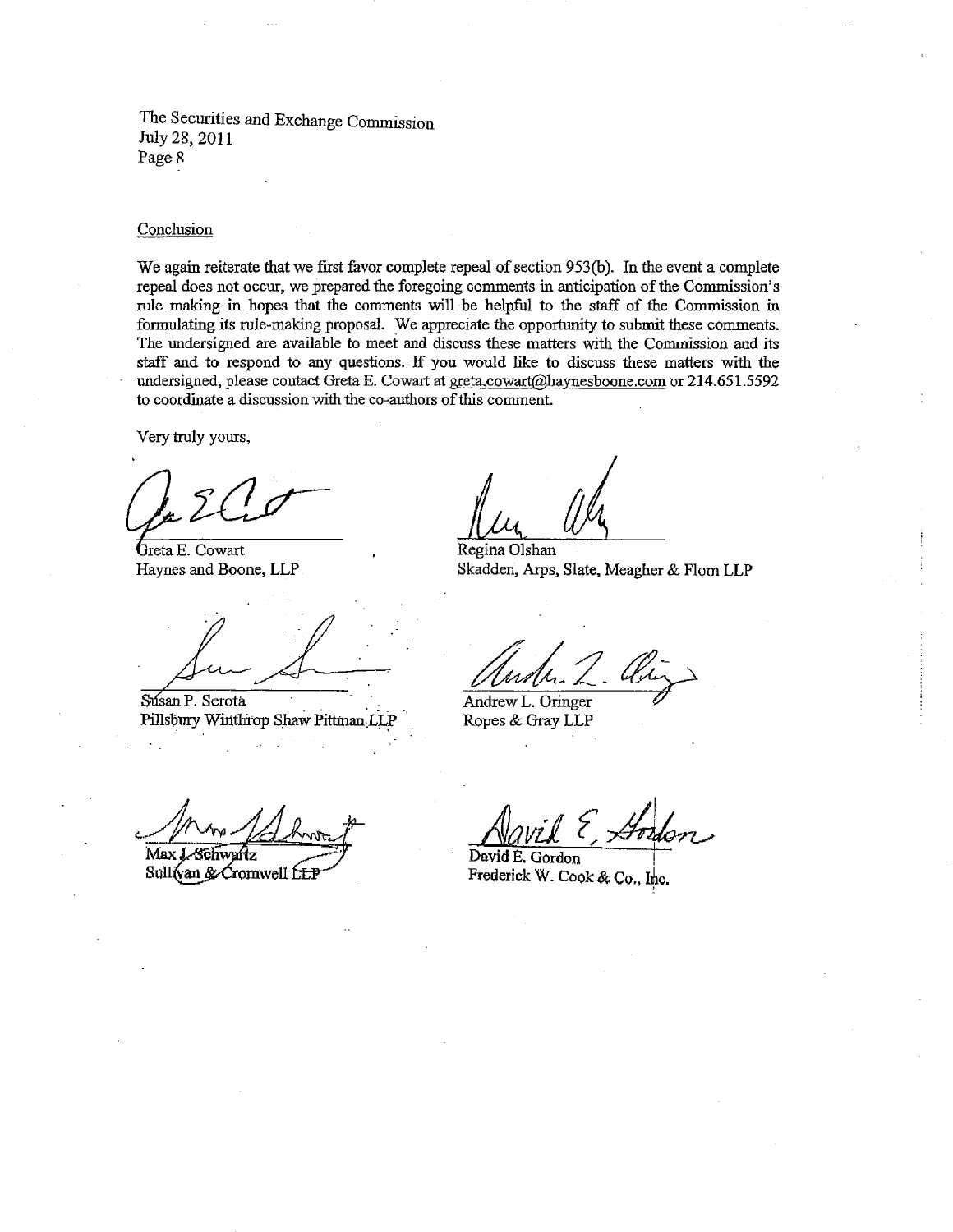The Securities and Exchange Commission
July 28, 2011

Conclusion

We again reiterate that we first favor complete repeal of section 953(b). In the event a complete repeal does not occur, we prepared the foregoing comments in anticipation of the Commission's rule making in hopes that the comments will be helpful to the staff of the Commission in formulating its rule-making proposal. We appreciate the opportunity to submit these comments. The undersigned are available to meet and discuss these matters with the Commission and its staff and to respond to any questions. If you would like to discuss these matters with the undersigned, please contact Greta E. Cowart at greta.cowart@haynesboone.com or 214.651.5592 to coordinate a discussion with the co-authors of this comment.

Very truly yours,

Greta E. Cowart
Haynes and Boone, LLP

Regina Olshan
Skadden, Arps, Slate, Meagher & Flom LLP

Susan P. Serota
Pillsbury Winthrop Shaw Pittman LLP

Andrew L. Oringer
Ropes & Gray LLP

Max J. Schwartz
Sullivan & Cromwell LLP

David E. Gordon
Frederick W. Cook & Co., Inc.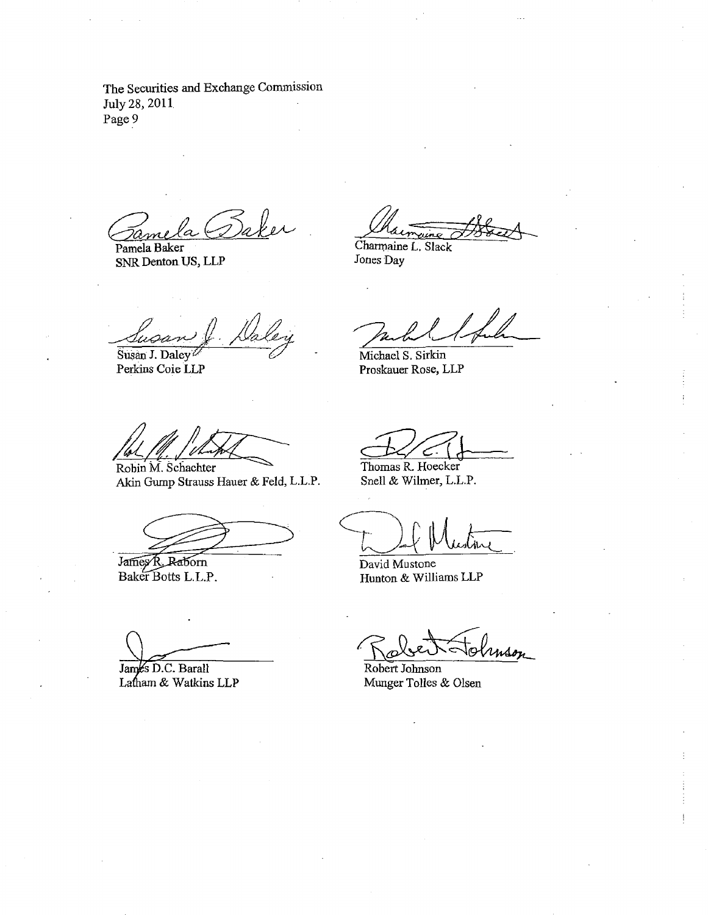The Securities and Exchange Commission
July 28, 2011
Page 9

Pamela Baker
SNR Denton US, LLP

Charmaine L. Slack
Jones Day

Susan J. Daley
Perkins Coie LLP

Michael S. Sirkin
Proskauer Rose, LLP

Robin M. Schachter
Akin Gump Strauss Hauer & Feld, L.L.P.

Thomas R. Hoecker
Snell & Wilmer, L.L.P.

James R. Raborn
Baker Botts L.L.P.

David Mustone
Hunton & Williams LLP

James D.C. Barall
Latham & Watkins LLP

Robert Johnson
Munger Tolles & Olsen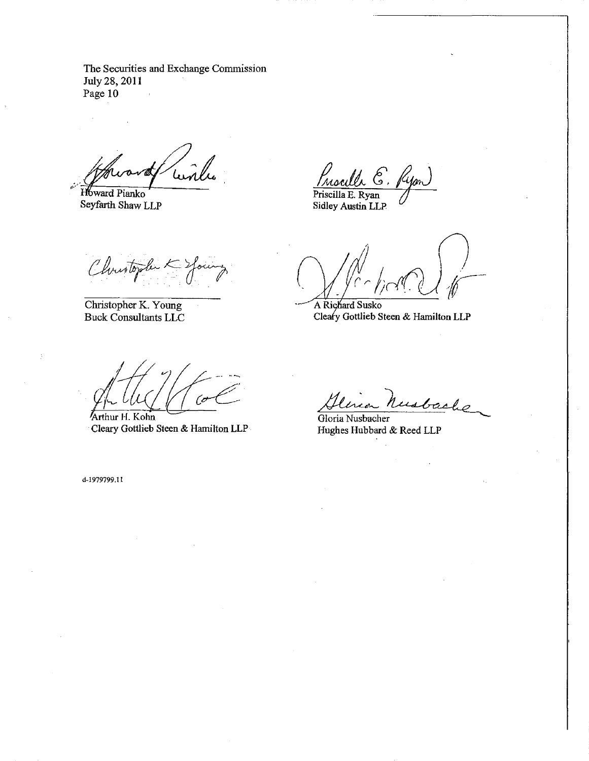The Securities and Exchange Commission
July 28, 2011

Howard Pianko
Seyfarth Shaw LLP

Priscilla E. Ryan
Sidley Austin LLP

Christopher K. Young
Buck Consultants LLC

A Richard Susko
Cleary Gottlieb Steen & Hamilton LLP

Arthur H. Kohn
Cleary Gottlieb Steen & Hamilton LLP

Gloria Nusbacher
Hughes Hubbard & Reed LLP

d-1979799.11